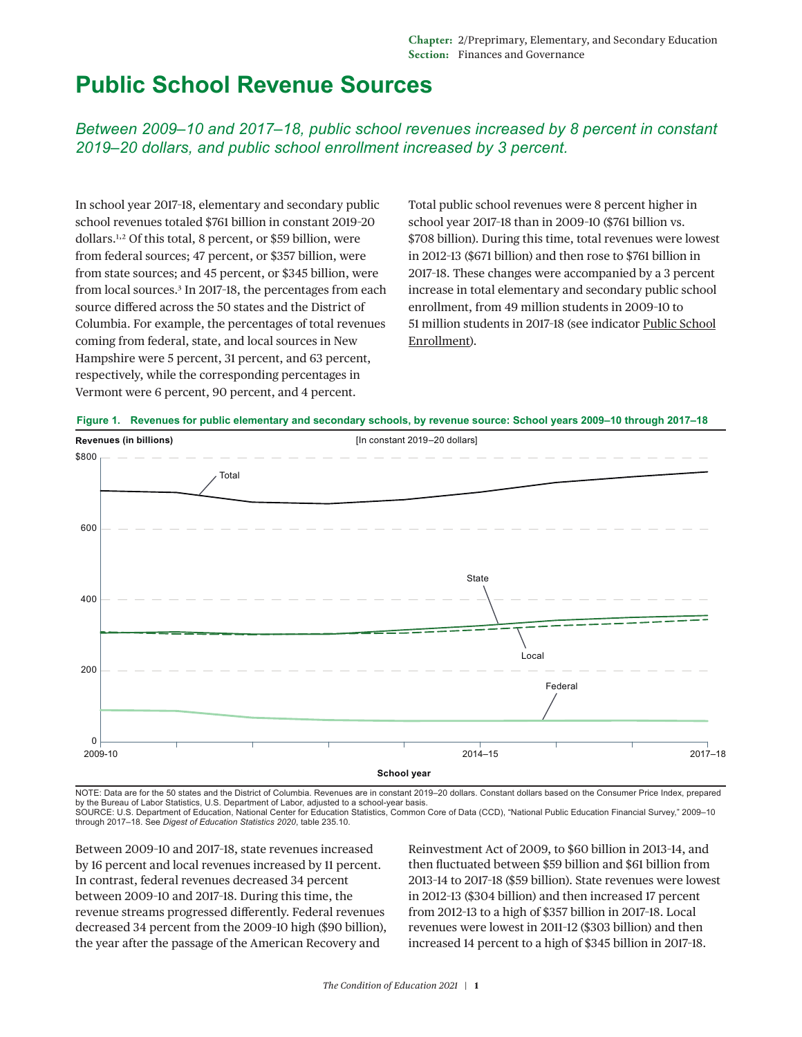# Public School Revenue Sources

*Between 2009–10 and 2017–18, public school revenues increased by 8 percent in constant 2019–20 dollars, and public school enrollment increased by 3 percent.*

In school year 2017–18, elementary and secondary public school revenues totaled $761 billion in constant 2019–20 dollars.[1,2] Of this total, 8 percent, or $59 billion, were from federal sources; 47 percent, or $357 billion, were from state sources; and 45 percent, or $345 billion, were from local sources.[3] In 2017–18, the percentages from each source differed across the 50 states and the District of Columbia. For example, the percentages of total revenues coming from federal, state, and local sources in New Hampshire were 5 percent, 31 percent, and 63 percent, respectively, while the corresponding percentages in Vermont were 6 percent, 90 percent, and 4 percent.

Total public school revenues were 8 percent higher in school year 2017–18 than in 2009–10 ($761 billion vs. $708 billion). During this time, total revenues were lowest in 2012–13 ($671 billion) and then rose to $761 billion in 2017–18. These changes were accompanied by a 3 percent increase in total elementary and secondary public school enrollment, from 49 million students in 2009–10 to 51 million students in 2017–18 (see indicator Public School Enrollment).

**Figure 1. Revenues for public elementary and secondary schools, by revenue source: School years 2009–10 through 2017–18**

NOTE: Data are for the 50 states and the District of Columbia. Revenues are in constant 2019–20 dollars. Constant dollars based on the Consumer Price Index, prepared by the Bureau of Labor Statistics, U.S. Department of Labor, adjusted to a school-year basis.
SOURCE: U.S. Department of Education, National Center for Education Statistics, Common Core of Data (CCD), "National Public Education Financial Survey," 2009–10 through 2017–18. See *Digest of Education Statistics 2020*, table 235.10.

Between 2009–10 and 2017–18, state revenues increased by 16 percent and local revenues increased by 11 percent. In contrast, federal revenues decreased 34 percent between 2009–10 and 2017–18. During this time, the revenue streams progressed differently. Federal revenues decreased 34 percent from the 2009–10 high ($90 billion), the year after the passage of the American Recovery and Reinvestment Act of 2009, to $60 billion in 2013–14, and then fluctuated between $59 billion and $61 billion from 2013–14 to 2017–18 ($59 billion). State revenues were lowest in 2012–13 ($304 billion) and then increased 17 percent from 2012–13 to a high of $357 billion in 2017–18. Local revenues were lowest in 2011–12 ($303 billion) and then increased 14 percent to a high of $345 billion in 2017–18.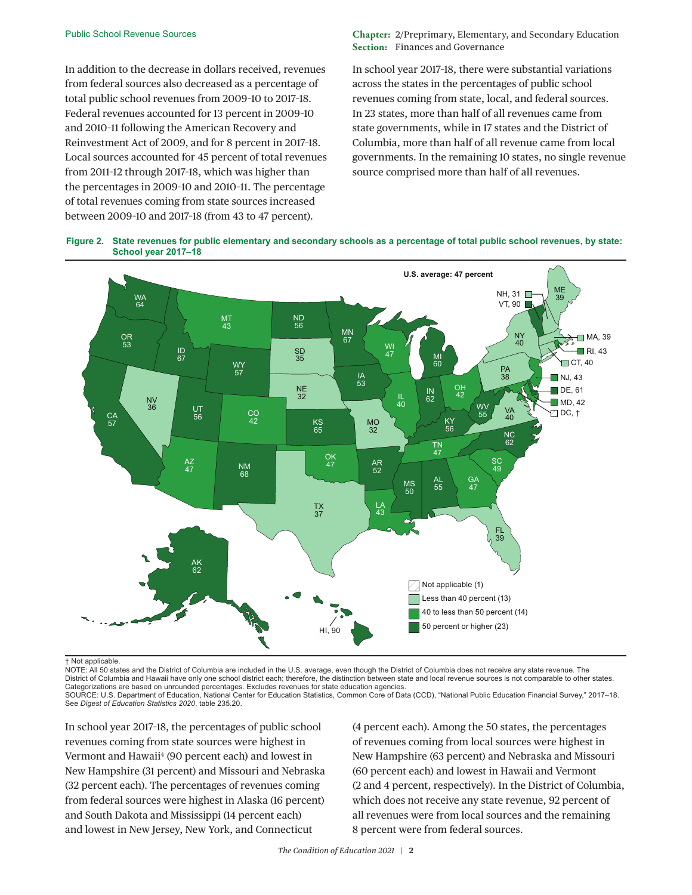In addition to the decrease in dollars received, revenues from federal sources also decreased as a percentage of total public school revenues from 2009–10 to 2017–18. Federal revenues accounted for 13 percent in 2009–10 and 2010–11 following the American Recovery and Reinvestment Act of 2009, and for 8 percent in 2017–18. Local sources accounted for 45 percent of total revenues from 2011–12 through 2017–18, which was higher than the percentages in 2009–10 and 2010–11. The percentage of total revenues coming from state sources increased between 2009–10 and 2017–18 (from 43 to 47 percent).

In school year 2017–18, there were substantial variations across the states in the percentages of public school revenues coming from state, local, and federal sources. In 23 states, more than half of all revenues came from state governments, while in 17 states and the District of Columbia, more than half of all revenue came from local governments. In the remaining 10 states, no single revenue source comprised more than half of all revenues.

**Figure 2. State revenues for public elementary and secondary schools as a percentage of total public school revenues, by state: School year 2017–18**

U.S. average: 47 percent

- Not applicable (1)
- Less than 40 percent (13)
- 40 to less than 50 percent (14)
- 50 percent or higher (23)

| State | Percent | State | Percent | State | Percent |
|---|---|---|---|---|---|
| AK | 62 | KY | 56 | NY | 40 |
| AL | 55 | LA | 43 | OH | 42 |
| AR | 52 | MA | 39 | OK | 47 |
| AZ | 47 | MD | 42 | OR | 53 |
| CA | 57 | ME | 39 | PA | 38 |
| CO | 42 | MI | 60 | RI | 43 |
| CT | 40 | MN | 67 | SC | 49 |
| DC | † | MO | 32 | SD | 35 |
| DE | 61 | MS | 50 | TN | 47 |
| FL | 39 | MT | 43 | TX | 37 |
| GA | 47 | NC | 62 | UT | 56 |
| HI | 90 | ND | 56 | VA | 40 |
| IA | 53 | NE | 32 | VT | 90 |
| ID | 67 | NH | 31 | WA | 64 |
| IL | 40 | NJ | 43 | WI | 47 |
| IN | 62 | NM | 68 | WV | 55 |
| KS | 65 | NV | 36 | WY | 57 |

† Not applicable.

NOTE: All 50 states and the District of Columbia are included in the U.S. average, even though the District of Columbia does not receive any state revenue. The District of Columbia and Hawaii have only one school district each; therefore, the distinction between state and local revenue sources is not comparable to other states. Categorizations are based on unrounded percentages. Excludes revenues for state education agencies.

SOURCE: U.S. Department of Education, National Center for Education Statistics, Common Core of Data (CCD), "National Public Education Financial Survey," 2017–18. See *Digest of Education Statistics 2020*, table 235.20.

In school year 2017–18, the percentages of public school revenues coming from state sources were highest in Vermont and Hawaii[4] (90 percent each) and lowest in New Hampshire (31 percent) and Missouri and Nebraska (32 percent each). The percentages of revenues coming from federal sources were highest in Alaska (16 percent) and South Dakota and Mississippi (14 percent each) and lowest in New Jersey, New York, and Connecticut (4 percent each). Among the 50 states, the percentages of revenues coming from local sources were highest in New Hampshire (63 percent) and Nebraska and Missouri (60 percent each) and lowest in Hawaii and Vermont (2 and 4 percent, respectively). In the District of Columbia, which does not receive any state revenue, 92 percent of all revenues were from local sources and the remaining 8 percent were from federal sources.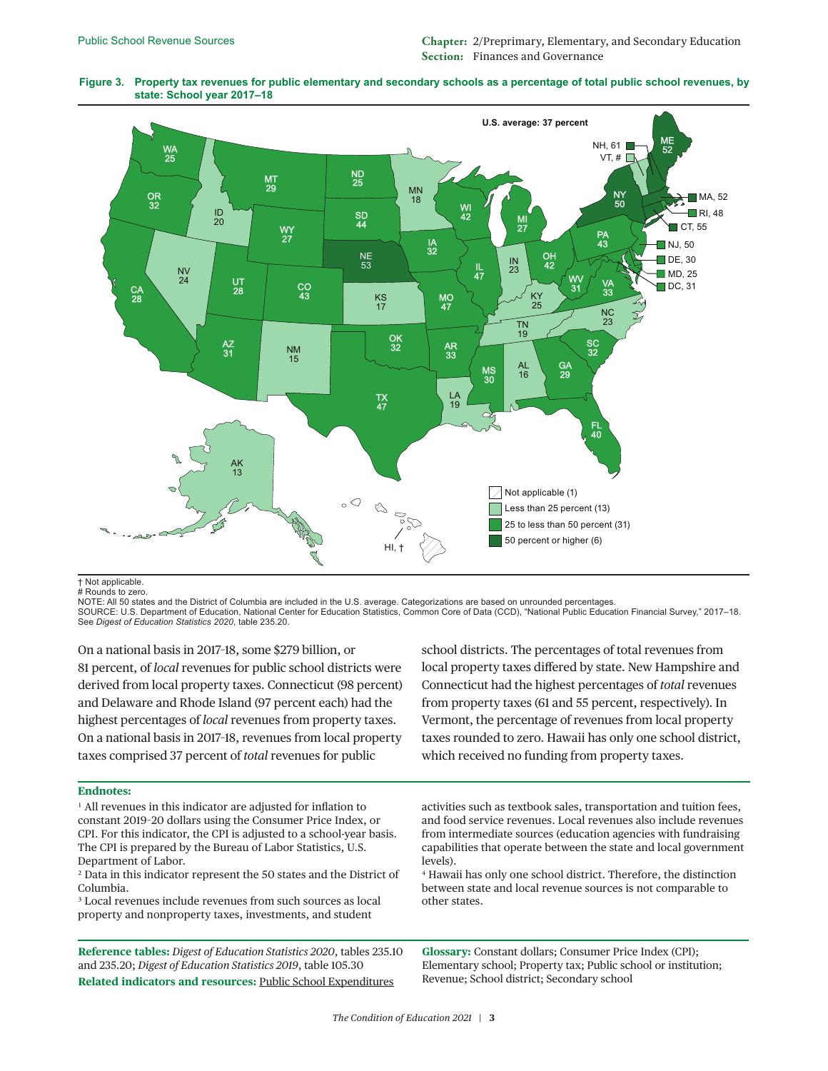**Figure 3. Property tax revenues for public elementary and secondary schools as a percentage of total public school revenues, by state: School year 2017–18**

U.S. average: 37 percent

WA 25
OR 32
CA 28
ID 20
NV 24
MT 29
WY 27
UT 28
AZ 31
CO 43
NM 15
ND 25
SD 44
NE 53
KS 17
OK 32
TX 47
MN 18
IA 32
MO 47
AR 33
LA 19
WI 42
IL 47
MS 30
MI 27
IN 23
KY 25
TN 19
AL 16
OH 42
WV 31
VA 33
NC 23
SC 32
GA 29
FL 40
PA 43
NY 50
ME 52
AK 13
HI, †
NH, 61
VT, #
MA, 52
RI, 48
CT, 55
NJ, 50
DE, 30
MD, 25
DC, 31

Not applicable (1)
Less than 25 percent (13)
25 to less than 50 percent (31)
50 percent or higher (6)

† Not applicable.
# Rounds to zero.
NOTE: All 50 states and the District of Columbia are included in the U.S. average. Categorizations are based on unrounded percentages.
SOURCE: U.S. Department of Education, National Center for Education Statistics, Common Core of Data (CCD), "National Public Education Financial Survey," 2017–18. See *Digest of Education Statistics 2020*, table 235.20.

On a national basis in 2017–18, some $279 billion, or 81 percent, of *local* revenues for public school districts were derived from local property taxes. Connecticut (98 percent) and Delaware and Rhode Island (97 percent each) had the highest percentages of *local* revenues from property taxes. On a national basis in 2017–18, revenues from local property taxes comprised 37 percent of *total* revenues for public school districts. The percentages of total revenues from local property taxes differed by state. New Hampshire and Connecticut had the highest percentages of *total* revenues from property taxes (61 and 55 percent, respectively). In Vermont, the percentage of revenues from local property taxes rounded to zero. Hawaii has only one school district, which received no funding from property taxes.

**Endnotes:**

[1] All revenues in this indicator are adjusted for inflation to constant 2019–20 dollars using the Consumer Price Index, or CPI. For this indicator, the CPI is adjusted to a school-year basis. The CPI is prepared by the Bureau of Labor Statistics, U.S. Department of Labor.
[2] Data in this indicator represent the 50 states and the District of Columbia.
[3] Local revenues include revenues from such sources as local property and nonproperty taxes, investments, and student activities such as textbook sales, transportation and tuition fees, and food service revenues. Local revenues also include revenues from intermediate sources (education agencies with fundraising capabilities that operate between the state and local government levels).
[4] Hawaii has only one school district. Therefore, the distinction between state and local revenue sources is not comparable to other states.

**Reference tables:** *Digest of Education Statistics 2020*, tables 235.10 and 235.20; *Digest of Education Statistics 2019*, table 105.30
**Related indicators and resources:** Public School Expenditures

**Glossary:** Constant dollars; Consumer Price Index (CPI); Elementary school; Property tax; Public school or institution; Revenue; School district; Secondary school